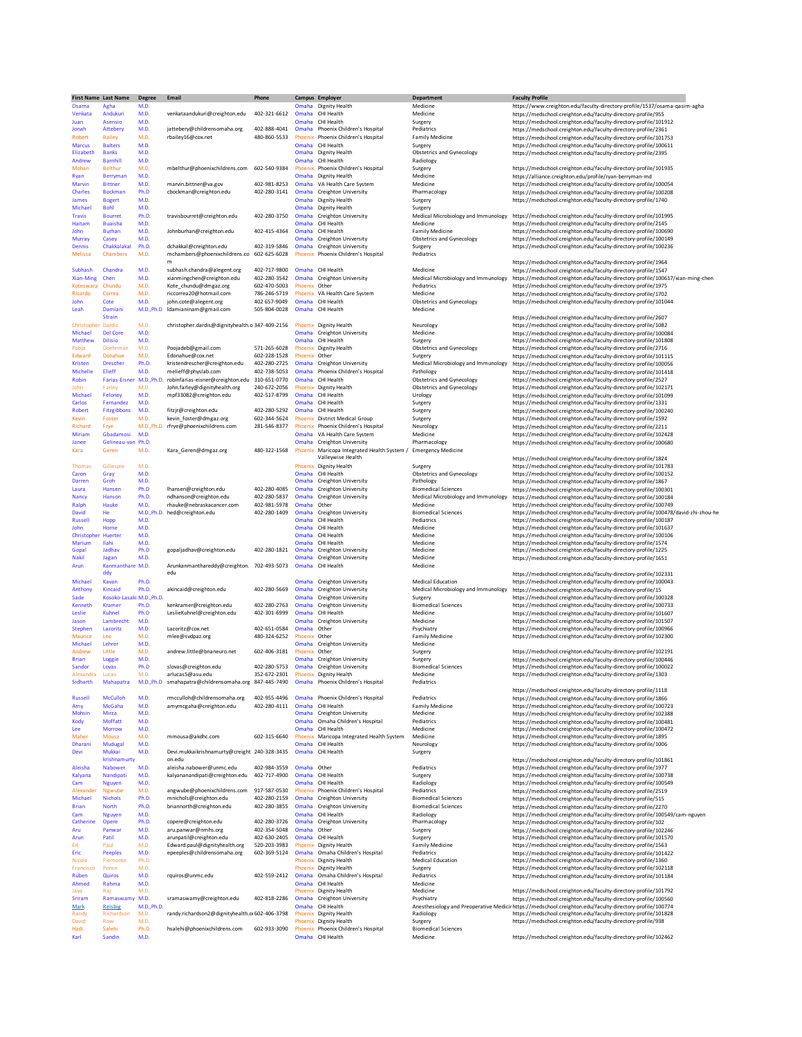| First Name | Last Name | Degree | Email | Phone | Campus | Employer | Department | Faculty Profile |
|---|---|---|---|---|---|---|---|---|
| Osama | Agha | M.D. | | | Omaha | Dignity Health | Medicine | https://www.creighton.edu/faculty-directory-profile/1537/osama-qasim-agha |
| Venkata | Andukuri | M.D. | venkataandukuri@creighton.edu | 402-321-6612 | Omaha | CHI Health | Medicine | https://medschool.creighton.edu/faculty-directory-profile/955 |
| Juan | Asensio | M.D. | | | Omaha | CHI Health | Surgery | https://medschool.creighton.edu/faculty-directory-profile/101912 |
| Jonah | Attebery | M.D. | jattebery@childrensomaha.org | 402-888-4041 | Omaha | Phoenix Children's Hospital | Pediatrics | https://medschool.creighton.edu/faculty-directory-profile/2361 |
| Robert | Bailey | M.D. | rbailey16@cox.net | 480-860-5533 | Phoenix | Phoenix Children's Hospital | Family Medicine | https://medschool.creighton.edu/faculty-directory-profile/101753 |
| Marcus | Balters | M.D. | | | Omaha | CHI Health | Surgery | https://medschool.creighton.edu/faculty-directory-profile/100611 |
| Elizabeth | Banks | M.D. | | | Omaha | Dignity Health | Obstetrics and Gynecology | https://medschool.creighton.edu/faculty-directory-profile/2395 |
| Andrew | Barnhill | M.D. | | | Omaha | CHI Health | Radiology | |
| Mohan | Belthur | M.D. | mbelthur@phoenixchildrens.com | 602-540-9384 | Phoenix | Phoenix Children's Hospital | Surgery | https://medschool.creighton.edu/faculty-directory-profile/101935 |
| Ryan | Berryman | M.D. | | | Omaha | Dignity Health | Medicine | https://alliance.creighton.edu/profile/ryan-berryman-md |
| Marvin | Bittner | M.D. | marvin.bittner@va.gov | 402-981-8253 | Omaha | VA Health Care System | Medicine | https://medschool.creighton.edu/faculty-directory-profile/100054 |
| Charles | Bockman | Ph.D | cbockman@creighton.edu | 402-280-3141 | Omaha | Creighton University | Pharmacology | https://medschool.creighton.edu/faculty-directory-profile/100208 |
| James | Bogert | M.D. | | | Omaha | Dignity Health | Surgery | https://medschool.creighton.edu/faculty-directory-profile/1740 |
| Michael | Bohl | M.D. | | | Omaha | Dignity Health | Surgery | |
| Travis | Bourret | Ph.D. | travisbourret@creighton.edu | 402-280-3750 | Omaha | Creighton University | Medical Microbiology and Immunology | https://medschool.creighton.edu/faculty-directory-profile/101995 |
| Haitam | Buaisha | M.D. | | | Omaha | CHI Health | Medicine | https://medschool.creighton.edu/faculty-directory-profile/2145 |
| John | Burhan | M.D. | Johnburhan@creighton.edu | 402-415-4364 | Omaha | CHI Health | Family Medicine | https://medschool.creighton.edu/faculty-directory-profile/100690 |
| Murray | Casey | M.D. | | | Omaha | Creighton University | Obstetrics and Gynecology | https://medschool.creighton.edu/faculty-directory-profile/100149 |
| Dennis | Chakkalakal | Ph.D. | dchakkal@creighton.edu | 402-319-5846 | Omaha | Creighton University | Surgery | https://medschool.creighton.edu/faculty-directory-profile/100236 |
| Melissa | Chambers | M.D. | mchambers@phoenixchildrens.com | 602-625-6028 | Phoenix | Phoenix Children's Hospital | Pediatrics | https://medschool.creighton.edu/faculty-directory-profile/1964 |
| Subhash | Chandra | M.D. | subhash.chandra@alegent.org | 402-717-9800 | Omaha | CHI Health | Medicine | https://medschool.creighton.edu/faculty-directory-profile/1547 |
| Xian-Ming | Chen | M.D. | xianmingchen@creighton.edu | 402-280-3542 | Omaha | Creighton University | Medical Microbiology and Immunology | https://medschool.creighton.edu/faculty-directory-profile/100617/xian-ming-chen |
| Koteswara | Chundu | M.D. | Kote_chundu@dmgaz.org | 602-470-5003 | Phoenix | Other | Pediatrics | https://medschool.creighton.edu/faculty-directory-profile/1975 |
| Ricardo | Correa | M.D. | riccorrea20@hotmail.com | 786-246-5719 | Phoenix | VA Health Care System | Medicine | https://medschool.creighton.edu/faculty-directory-profile/1702 |
| John | Cote | M.D. | john.cote@alegent.org | 402 657-9049 | Omaha | CHI Health | Obstetrics and Gynecology | https://medschool.creighton.edu/faculty-directory-profile/101044 |
| Leah | Damiani Strain | M.D.,Ph.D | ldamianinam@gmail.com | 505-804-0028 | Omaha | CHI Health | Medicine | https://medschool.creighton.edu/faculty-directory-profile/2607 |
| Christopher | Dardis | M.D. | christopher.dardis@dignityhealth.o | 347-409-2156 | Phoenix | Dignity Health | Neurology | https://medschool.creighton.edu/faculty-directory-profile/1082 |
| Michael | Del Core | M.D. | | | Omaha | Creighton University | Medicine | https://medschool.creighton.edu/faculty-directory-profile/100084 |
| Matthew | Dilisio | M.D. | | | Omaha | CHI Health | Surgery | https://medschool.creighton.edu/faculty-directory-profile/101808 |
| Pooja | Doehrman | M.D. | Poojadeb@gmail.com | 571-265-6028 | Phoenix | Dignity Health | Obstetrics and Gynecology | https://medschool.creighton.edu/faculty-directory-profile/2716 |
| Edward | Donahue | M.D. | Edonahue@cox.net | 602-228-1528 | Phoenix | Other | Surgery | https://medschool.creighton.edu/faculty-directory-profile/101115 |
| Kristen | Drescher | Ph.D. | kristendrescher@creighton.edu | 402-280-2725 | Omaha | Creighton University | Medical Microbiology and Immunology | https://medschool.creighton.edu/faculty-directory-profile/100056 |
| Michelle | Elieff | M.D. | melieff@physlab.com | 402-738-5053 | Omaha | Phoenix Children's Hospital | Pathology | https://medschool.creighton.edu/faculty-directory-profile/101418 |
| Robin | Farias-Eisner | M.D.,Ph.D. | robinfarias-eisner@creighton.edu | 310-651-0770 | Omaha | CHI Health | Obstetrics and Gynecology | https://medschool.creighton.edu/faculty-directory-profile/2527 |
| John | Farley | M.D. | John.farley@dignityhealth.org | 240-672-2056 | Phoenix | Dignity Health | Obstetrics and Gynecology | https://medschool.creighton.edu/faculty-directory-profile/102171 |
| Michael | Feloney | M.D. | mpf33082@creighton.edu | 402-517-8799 | Omaha | CHI Health | Urology | https://medschool.creighton.edu/faculty-directory-profile/101099 |
| Carlos | Fernandez | M.D. | | | Omaha | CHI Health | Surgery | https://medschool.creighton.edu/faculty-directory-profile/1331 |
| Robert | Fitzgibbons | M.D. | fitzjr@creighton.edu | 402-280-5292 | Omaha | CHI Health | Surgery | https://medschool.creighton.edu/faculty-directory-profile/100240 |
| Kevin | Foster | M.D. | kevin_foster@dmgaz.org | 602-344-5624 | Phoenix | District Medical Group | Surgery | https://medschool.creighton.edu/faculty-directory-profile/1592 |
| Richard | Frye | M.D.,Ph.D. | rfrye@phoenixchildrens.com | 281-546-8377 | Phoenix | Phoenix Children's Hospital | Neurology | https://medschool.creighton.edu/faculty-directory-profile/2211 |
| Miriam | Gbadamosi | M.D. | | | Omaha | VA Health Care System | Medicine | https://medschool.creighton.edu/faculty-directory-profile/102428 |
| Janee | Gelineau-van | Ph.D. | | | Omaha | Creighton University | Pharmacology | https://medschool.creighton.edu/faculty-directory-profile/100680 |
| Kara | Geren | M.D. | Kara_Geren@dmgaz.org | 480-322-1568 | Phoenix | Maricopa Integrated Health System / Valleywise Health | Emergency Medicine | https://medschool.creighton.edu/faculty-directory-profile/1824 |
| Thomas | Gillespie | M.D. | | | Phoenix | Dignity Health | Surgery | https://medschool.creighton.edu/faculty-directory-profile/101783 |
| Caron | Gray | M.D. | | | Omaha | CHI Health | Obstetrics and Gynecology | https://medschool.creighton.edu/faculty-directory-profile/100152 |
| Darren | Groh | M.D. | | | Omaha | Creighton University | Pathology | https://medschool.creighton.edu/faculty-directory-profile/1867 |
| Laura | Hansen | Ph.D | lhansen@creighton.edu | 402-280-4085 | Omaha | Creighton University | Biomedical Sciences | https://medschool.creighton.edu/faculty-directory-profile/100301 |
| Nancy | Hanson | Ph.D. | ndhanson@creighton.edu | 402-280-5837 | Omaha | Creighton University | Medical Microbiology and Immunology | https://medschool.creighton.edu/faculty-directory-profile/100184 |
| Ralph | Hauke | M.D. | rhauke@nebraskacancer.com | 402-981-5978 | Omaha | Other | Medicine | https://medschool.creighton.edu/faculty-directory-profile/100749 |
| David | He | M.D.,Ph.D. | hed@creighton.edu | 402-280-1409 | Omaha | Creighton University | Biomedical Sciences | https://medschool.creighton.edu/faculty-directory-profile/100478/david-zhi-zhou-he |
| Russell | Hopp | M.D. | | | Omaha | CHI Health | Pediatrics | https://medschool.creighton.edu/faculty-directory-profile/100187 |
| John | Horne | M.D. | | | Omaha | CHI Health | Medicine | https://medschool.creighton.edu/faculty-directory-profile/101637 |
| Christopher | Huerter | M.D. | | | Omaha | CHI Health | Medicine | https://medschool.creighton.edu/faculty-directory-profile/100106 |
| Marium | Ilahi | M.D. | | | Omaha | CHI Health | Medicine | https://medschool.creighton.edu/faculty-directory-profile/1574 |
| Gopal | Jadhav | Ph.D | gopaljadhav@creighton.edu | 402-280-1821 | Omaha | Creighton University | Medicine | https://medschool.creighton.edu/faculty-directory-profile/1225 |
| Nakil | Jagan | M.D. | | | Omaha | Creighton University | Medicine | https://medschool.creighton.edu/faculty-directory-profile/1651 |
| Arun | Kanmanthareddy | M.D. | Arunkanmanthareddy@creighton.edu | 702-493-5073 | Omaha | CHI Health | Medicine | https://medschool.creighton.edu/faculty-directory-profile/102331 |
| Michael | Kavan | Ph.D. | | | Omaha | Creighton University | Medical Education | https://medschool.creighton.edu/faculty-directory-profile/100043 |
| Anthony | Kincaid | Ph.D. | akincaid@creighton.edu | 402-280-5669 | Omaha | Creighton University | Medical Microbiology and Immunology | https://medschool.creighton.edu/faculty-directory-profile/35 |
| Sade | Kosoko-Lasaki | M.D.,Ph.D. | | | Omaha | Creighton University | Surgery | https://medschool.creighton.edu/faculty-directory-profile/100328 |
| Kenneth | Kramer | Ph.D. | kenkramer@creighton.edu | 402-280-2763 | Omaha | Creighton University | Biomedical Sciences | https://medschool.creighton.edu/faculty-directory-profile/100733 |
| Leslie | Kuhnel | Ph.D | LeslieKuhnel@creighton.edu | 402-301-6999 | Omaha | CHI Health | Medicine | https://medschool.creighton.edu/faculty-directory-profile/101607 |
| Jason | Lambrecht | M.D. | | | Omaha | Creighton University | Medicine | https://medschool.creighton.edu/faculty-directory-profile/101507 |
| Stephen | Lazoritz | M.D. | Lazoritz@cox.net | 402-651-0584 | Omaha | Other | Psychiatry | https://medschool.creighton.edu/faculty-directory-profile/100966 |
| Maurice | Lee | M.D. | mlee@svdpaz.org | 480-324-6252 | Phoenix | Other | Family Medicine | https://medschool.creighton.edu/faculty-directory-profile/102300 |
| Michael | Lehrer | M.D. | | | Omaha | Creighton University | Medicine | |
| Andrew | Little | M.D. | andrew.little@bnaneuro.net | 602-406-3181 | Phoenix | Other | Surgery | https://medschool.creighton.edu/faculty-directory-profile/102191 |
| Brian | Loggie | M.D. | | | Omaha | Creighton University | Surgery | https://medschool.creighton.edu/faculty-directory-profile/100446 |
| Sandor | Lovas | Ph.D | slovas@creighton.edu | 402-280-5753 | Omaha | Creighton University | Biomedical Sciences | https://medschool.creighton.edu/faculty-directory-profile/100022 |
| Alexandra | Lucas | M.D. | arlucas5@asu.edu | 352-672-2301 | Phoenix | Dignity Health | Medicine | https://medschool.creighton.edu/faculty-directory-profile/1303 |
| Sidharth | Mahapatra | M.D.,Ph.D | smahapatra@childrensomaha.org | 847-445-7490 | Omaha | Phoenix Children's Hospital | Pediatrics | https://medschool.creighton.edu/faculty-directory-profile/1118 |
| Russell | McCulloh | M.D. | rmcculloh@childrensomaha.org | 402-955-4496 | Omaha | Phoenix Children's Hospital | Pediatrics | https://medschool.creighton.edu/faculty-directory-profile/1866 |
| Amy | McGaha | M.D. | amymcgaha@creighton.edu | 402-280-4111 | Omaha | CHI Health | Family Medicine | https://medschool.creighton.edu/faculty-directory-profile/100723 |
| Mohsin | Mirza | M.D. | | | Omaha | Creighton University | Medicine | https://medschool.creighton.edu/faculty-directory-profile/102388 |
| Kody | Moffatt | M.D. | | | Omaha | Omaha Children's Hospital | Pediatrics | https://medschool.creighton.edu/faculty-directory-profile/100481 |
| Lee | Morrow | M.D. | | | Omaha | CHI Health | Medicine | https://medschool.creighton.edu/faculty-directory-profile/100472 |
| Maher | Mousa | M.D. | mmousa@akdhc.com | 602-315-6640 | Phoenix | Maricopa Integrated Health System | Medicine | https://medschool.creighton.edu/faculty-directory-profile/1895 |
| Dharani | Mudugal | M.D. | | | Omaha | CHI Health | Neurology | https://medschool.creighton.edu/faculty-directory-profile/1006 |
| Devi | Mukkai krishnamurty | M.D. | Devi.mukkaikrishnamurty@creighton.edu | 240-328-3435 | Omaha | CHI Health | Surgery | https://medschool.creighton.edu/faculty-directory-profile/101861 |
| Aleisha | Nabower | M.D. | aleisha.nabower@unmc.edu | 402-984-3559 | Omaha | Other | Pediatrics | https://medschool.creighton.edu/faculty-directory-profile/1977 |
| Kalyana | Nandipati | M.D. | kalyananandipati@creighton.edu | 402-717-4900 | Omaha | CHI Health | Surgery | https://medschool.creighton.edu/faculty-directory-profile/100738 |
| Cam | Nguyen | M.D. | | | Omaha | CHI Health | Radiology | https://medschool.creighton.edu/faculty-directory-profile/100549 |
| Alexander | Ngwube | M.D. | angwube@phoenixchildrens.com | 917-587-0530 | Phoenix | Phoenix Children's Hospital | Pediatrics | https://medschool.creighton.edu/faculty-directory-profile/2519 |
| Michael | Nichols | Ph.D. | mnichols@creighton.edu | 402-280-2159 | Omaha | Creighton University | Biomedical Sciences | https://medschool.creighton.edu/faculty-directory-profile/515 |
| Brian | North | Ph.D. | briannorth@creighton.edu | 402-280-3855 | Omaha | Creighton University | Biomedical Sciences | https://medschool.creighton.edu/faculty-directory-profile/2270 |
| Cam | Nguyen | M.D. | | | Omaha | CHI Health | Radiology | https://medschool.creighton.edu/faculty-directory-profile/100549/cam-nguyen |
| Catherine | Opere | Ph.D. | copere@creighton.edu | 402-280-3726 | Omaha | Creighton University | Pharmacology | https://medschool.creighton.edu/faculty-directory-profile/102 |
| Aru | Panwar | M.D. | aru.panwar@nmhs.org | 402-354-5048 | Omaha | Other | Surgery | https://medschool.creighton.edu/faculty-directory-profile/102246 |
| Arun | Patil | M.D. | arunpatil@creighton.edu | 402-630-2405 | Omaha | CHI Health | Surgery | https://medschool.creighton.edu/faculty-directory-profile/101570 |
| Ed | Paul | M.D. | Edward.paul@dignityhealth.org | 520-203-3983 | Phoenix | Dignity Health | Family Medicine | https://medschool.creighton.edu/faculty-directory-profile/1563 |
| Eric | Peeples | M.D. | epeeples@childrensomaha.org | 602-369-5124 | Omaha | Omaha Children's Hospital | Pediatrics | https://medschool.creighton.edu/faculty-directory-profile/101422 |
| Nicole | Piemonte | Ph.D. | | | Phoenix | Dignity Health | Medical Education | https://medschool.creighton.edu/faculty-directory-profile/1360 |
| Francisco | Ponce | M.D. | | | Phoenix | Dignity Health | Surgery | https://medschool.creighton.edu/faculty-directory-profile/102118 |
| Ruben | Quiros | M.D. | rquiros@unmc.edu | 402-559-2412 | Omaha | Omaha Children's Hospital | Pediatrics | https://medschool.creighton.edu/faculty-directory-profile/101184 |
| Ahmed | Rahma | M.D. | | | Omaha | CHI Health | Medicine | |
| Jaya | Raj | M.D. | | | Phoenix | Dignity Health | Medicine | https://medschool.creighton.edu/faculty-directory-profile/101792 |
| Sriram | Ramaswamy | M.D. | sramaswamy@creighton.edu | 402-818-2286 | Omaha | Creighton University | Psychiatry | https://medschool.creighton.edu/faculty-directory-profile/100560 |
| Mark | Reisbig | M.D.,Ph.D. | | | Omaha | CHI Health | Anesthesiology and Preoperative Medicir | https://medschool.creighton.edu/faculty-directory-profile/100774 |
| Randy | Richardson | M.D. | randy.richardson2@dignityhealth.o | 602-406-3798 | Phoenix | Dignity Health | Radiology | https://medschool.creighton.edu/faculty-directory-profile/101828 |
| David | Row | M.D. | | | Phoenix | Dignity Health | Surgery | https://medschool.creighton.edu/faculty-directory-profile/938 |
| Hadi | Salehi | Ph.D. | hsalehi@phoenixchildrens.com | 602-933-3090 | Phoenix | Phoenix Children's Hospital | Biomedical Sciences | |
| Karl | Sandin | M.D. | | | Omaha | CHI Health | Medicine | https://medschool.creighton.edu/faculty-directory-profile/102462 |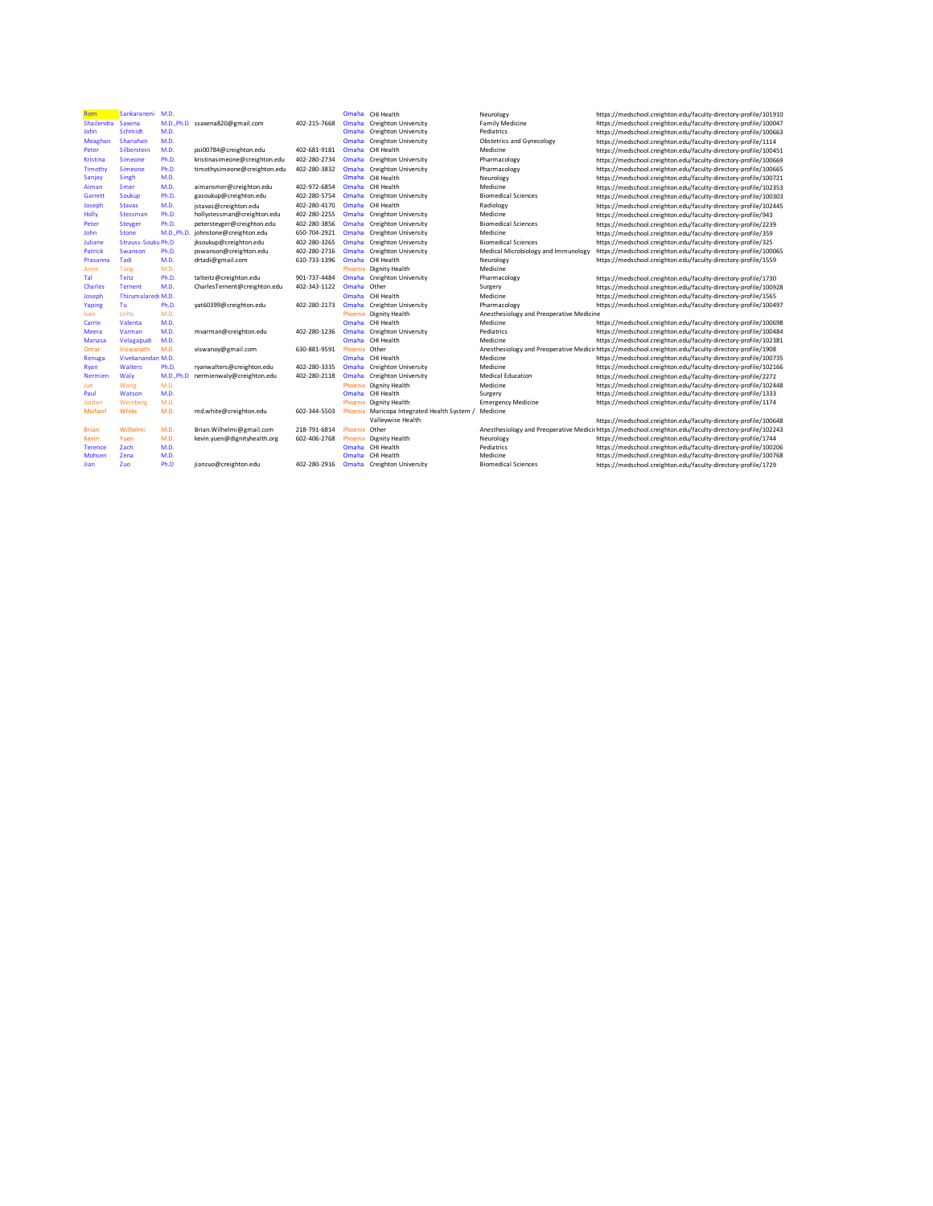| | | | | | | | | |
|---|---|---|---|---|---|---|---|---|
| Rom | Sankaraneni | M.D. | | | Omaha | CHI Health | Neurology | https://medschool.creighton.edu/faculty-directory-profile/101910 |
| Shailendra | Saxena | M.D.,Ph.D | ssaxena820@gmail.com | 402-215-7668 | Omaha | Creighton University | Family Medicine | https://medschool.creighton.edu/faculty-directory-profile/100047 |
| John | Schmidt | M.D. | | | Omaha | Creighton University | Pediatrics | https://medschool.creighton.edu/faculty-directory-profile/100663 |
| Meaghan | Shanahan | M.D. | | | Omaha | Creighton University | Obstetrics and Gynecology | https://medschool.creighton.edu/faculty-directory-profile/1114 |
| Peter | Silberstein | M.D. | psi00784@creighton.edu | 402-681-9181 | Omaha | CHI Health | Medicine | https://medschool.creighton.edu/faculty-directory-profile/100451 |
| Kristina | Simeone | Ph.D. | kristinasimeone@creighton.edu | 402-280-2734 | Omaha | Creighton University | Pharmacology | https://medschool.creighton.edu/faculty-directory-profile/100669 |
| Timothy | Simeone | Ph.D | timothysimeone@creighton.edu | 402-280-3832 | Omaha | Creighton University | Pharmacology | https://medschool.creighton.edu/faculty-directory-profile/100665 |
| Sanjay | Singh | M.D. | | | Omaha | CHI Health | Neurology | https://medschool.creighton.edu/faculty-directory-profile/100721 |
| Aiman | Smer | M.D. | aimansmer@creighton.edu | 402-972-6854 | Omaha | CHI Health | Medicine | https://medschool.creighton.edu/faculty-directory-profile/102353 |
| Garrett | Soukup | Ph.D. | gasoukup@creighton.edu | 402-280-5754 | Omaha | Creighton University | Biomedical Sciences | https://medschool.creighton.edu/faculty-directory-profile/100303 |
| Joseph | Stavas | M.D. | jstavas@creighton.edu | 402-280-4170 | Omaha | CHI Health | Radiology | https://medschool.creighton.edu/faculty-directory-profile/102445 |
| Holly | Stessman | Ph.D. | hollystessman@creighton.edu | 402-280-2255 | Omaha | Creighton University | Medicine | https://medschool.creighton.edu/faculty-directory-profile/943 |
| Peter | Steyger | Ph.D. | petersteyger@creighton.edu | 402-280-3856 | Omaha | Creighton University | Biomedical Sciences | https://medschool.creighton.edu/faculty-directory-profile/2239 |
| John | Stone | M.D.,Ph.D. | johnstone@creighton.edu | 650-704-2921 | Omaha | Creighton University | Medicine | https://medschool.creighton.edu/faculty-directory-profile/359 |
| Juliane | Strauss-Souku | Ph.D | jksoukup@creighton.edu | 402-280-3265 | Omaha | Creighton University | Biomedical Sciences | https://medschool.creighton.edu/faculty-directory-profile/325 |
| Patrick | Swanson | Ph.D. | pswanson@creighton.edu | 402-280-2716 | Omaha | Creighton University | Medical Microbiology and Immunology | https://medschool.creighton.edu/faculty-directory-profile/100065 |
| Prasanna | Tadi | M.D. | drtadi@gmail.com | 610-733-1396 | Omaha | CHI Health | Neurology | https://medschool.creighton.edu/faculty-directory-profile/1559 |
| Anne | Tang | M.D. | | | Phoenix | Dignity Health | Medicine | |
| Tal | Teitz | Ph.D. | talteitz@creighton.edu | 901-737-4484 | Omaha | Creighton University | Pharmacology | https://medschool.creighton.edu/faculty-directory-profile/1730 |
| Charles | Ternent | M.D. | CharlesTernent@creighton.edu | 402-343-1122 | Omaha | Other | Surgery | https://medschool.creighton.edu/faculty-directory-profile/100928 |
| Joseph | Thirumalared | M.D. | | | Omaha | CHI Health | Medicine | https://medschool.creighton.edu/faculty-directory-profile/1565 |
| Yaping | Tu | Ph.D. | yat60399@creighton.edu | 402-280-2173 | Omaha | Creighton University | Pharmacology | https://medschool.creighton.edu/faculty-directory-profile/100497 |
| Ivan | Urits | M.D. | | | Phoenix | Dignity Health | Anesthesiology and Preoperative Medicine | |
| Carrie | Valenta | M.D. | | | Omaha | CHI Health | Medicine | https://medschool.creighton.edu/faculty-directory-profile/100698 |
| Meera | Varman | M.D. | mvarman@creighton.edu | 402-280-1236 | Omaha | Creighton University | Pediatrics | https://medschool.creighton.edu/faculty-directory-profile/100484 |
| Manasa | Velagapudi | M.D. | | | Omaha | CHI Health | Medicine | https://medschool.creighton.edu/faculty-directory-profile/102381 |
| Omar | Viswanath | M.D. | viswanoy@gmail.com | 630-881-9591 | Phoenix | Other | Anesthesiology and Preoperative Medicir | https://medschool.creighton.edu/faculty-directory-profile/1908 |
| Renuga | Vivekanandan | M.D. | | | Omaha | CHI Health | Medicine | https://medschool.creighton.edu/faculty-directory-profile/100735 |
| Ryan | Walters | Ph.D. | ryanwalters@creighton.edu | 402-280-3335 | Omaha | Creighton University | Medicine | https://medschool.creighton.edu/faculty-directory-profile/102166 |
| Nermien | Waly | M.D.,Ph.D | nermienwaly@creighton.edu | 402-280-2118 | Omaha | Creighton University | Medical Education | https://medschool.creighton.edu/faculty-directory-profile/2272 |
| Jue | Wang | M.D. | | | Phoenix | Dignity Health | Medicine | https://medschool.creighton.edu/faculty-directory-profile/102448 |
| Paul | Watson | M.D. | | | Omaha | CHI Health | Surgery | https://medschool.creighton.edu/faculty-directory-profile/1333 |
| Jordan | Weinberg | M.D. | | | Phoenix | Dignity Health | Emergency Medicine | https://medschool.creighton.edu/faculty-directory-profile/1174 |
| Michael | White | M.D. | md.white@creighton.edu | 602-344-5503 | Phoenix | Maricopa Integrated Health System / Valleywise Health | Medicine | https://medschool.creighton.edu/faculty-directory-profile/100648 |
| Brian | Wilhelmi | M.D. | Brian.Wilhelmi@gmail.com | 218-791-6814 | Phoenix | Other | Anesthesiology and Preoperative Medicir | https://medschool.creighton.edu/faculty-directory-profile/102243 |
| Kevin | Yuen | M.D. | kevin.yuen@dignityhealth.org | 602-406-2768 | Phoenix | Dignity Health | Neurology | https://medschool.creighton.edu/faculty-directory-profile/1744 |
| Terence | Zach | M.D. | | | Omaha | CHI Health | Pediatrics | https://medschool.creighton.edu/faculty-directory-profile/100206 |
| Mohsen | Zena | M.D. | | | Omaha | CHI Health | Medicine | https://medschool.creighton.edu/faculty-directory-profile/100768 |
| Jian | Zuo | Ph.D | jianzuo@creighton.edu | 402-280-2916 | Omaha | Creighton University | Biomedical Sciences | https://medschool.creighton.edu/faculty-directory-profile/1729 |